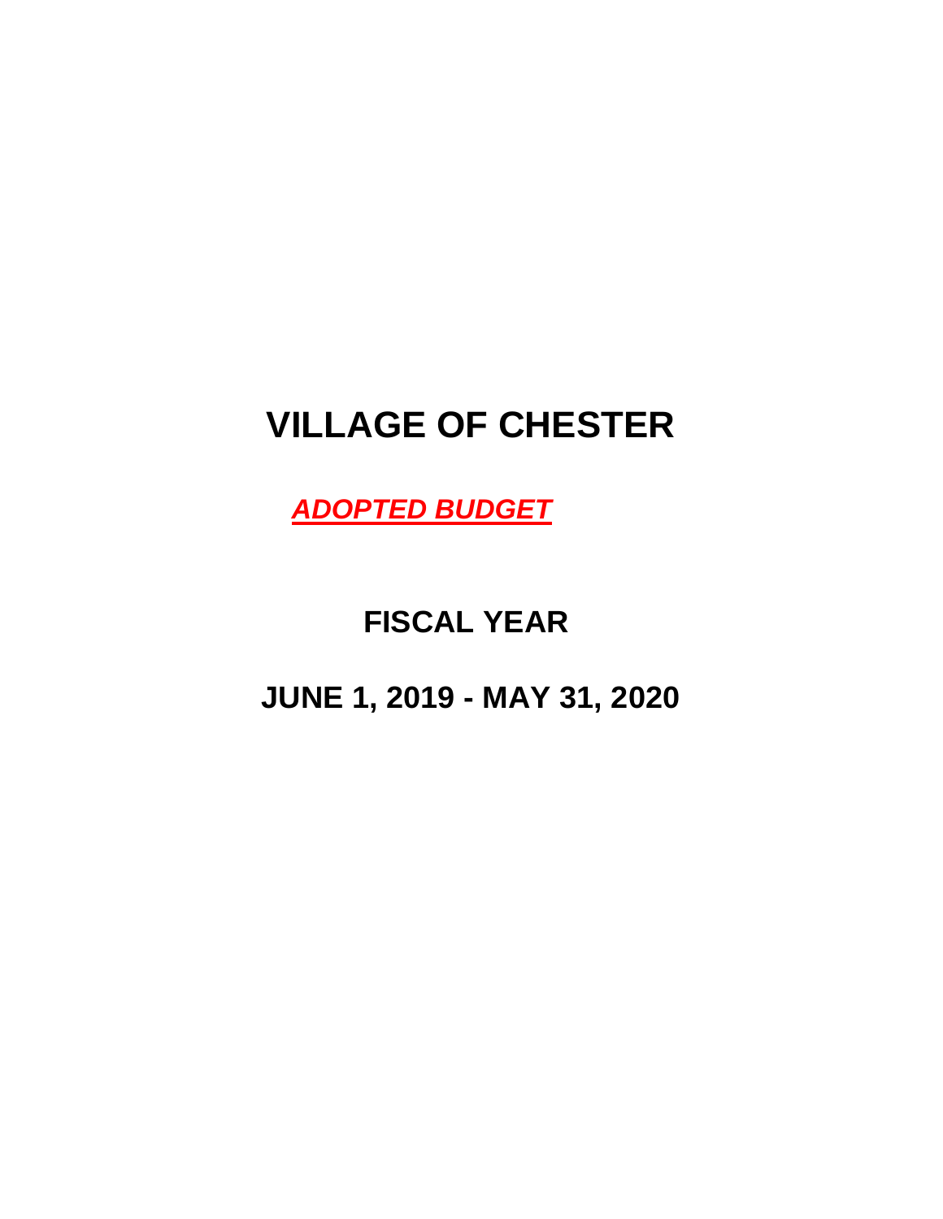# VILLAGE OF CHESTER

***ADOPTED BUDGET***

## FISCAL YEAR

## JUNE 1, 2019 - MAY 31, 2020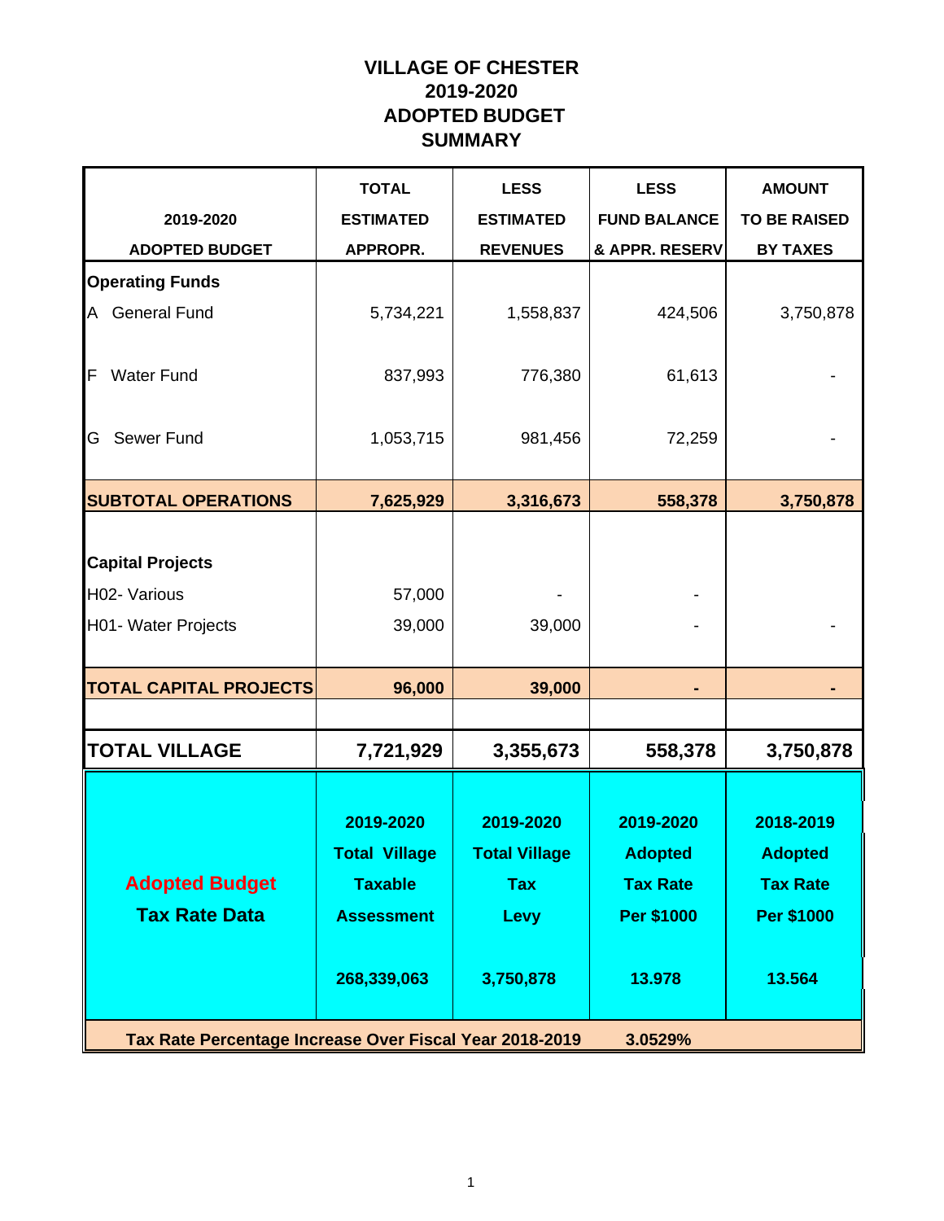# VILLAGE OF CHESTER
# 2019-2020
# ADOPTED BUDGET
# SUMMARY

| 2019-2020 ADOPTED BUDGET | TOTAL ESTIMATED APPROPR. | LESS ESTIMATED REVENUES | LESS FUND BALANCE & APPR. RESERV | AMOUNT TO BE RAISED BY TAXES |
|---|---|---|---|---|
| **Operating Funds** | | | | |
| A General Fund | 5,734,221 | 1,558,837 | 424,506 | 3,750,878 |
| F Water Fund | 837,993 | 776,380 | 61,613 | - |
| G Sewer Fund | 1,053,715 | 981,456 | 72,259 | - |
| **SUBTOTAL OPERATIONS** | **7,625,929** | **3,316,673** | **558,378** | **3,750,878** |
| **Capital Projects** | | | | |
| H02- Various | 57,000 | - | - | |
| H01- Water Projects | 39,000 | 39,000 | - | - |
| **TOTAL CAPITAL PROJECTS** | **96,000** | **39,000** | **-** | **-** |
| **TOTAL VILLAGE** | **7,721,929** | **3,355,673** | **558,378** | **3,750,878** |

| **Adopted Budget Tax Rate Data** | **2019-2020 Total Village Taxable Assessment** | **2019-2020 Total Village Tax Levy** | **2019-2020 Adopted Tax Rate Per $1000** | **2018-2019 Adopted Tax Rate Per $1000** |
|---|---|---|---|---|
| | **268,339,063** | **3,750,878** | **13.978** | **13.564** |

**Tax Rate Percentage Increase Over Fiscal Year 2018-2019 3.0529%**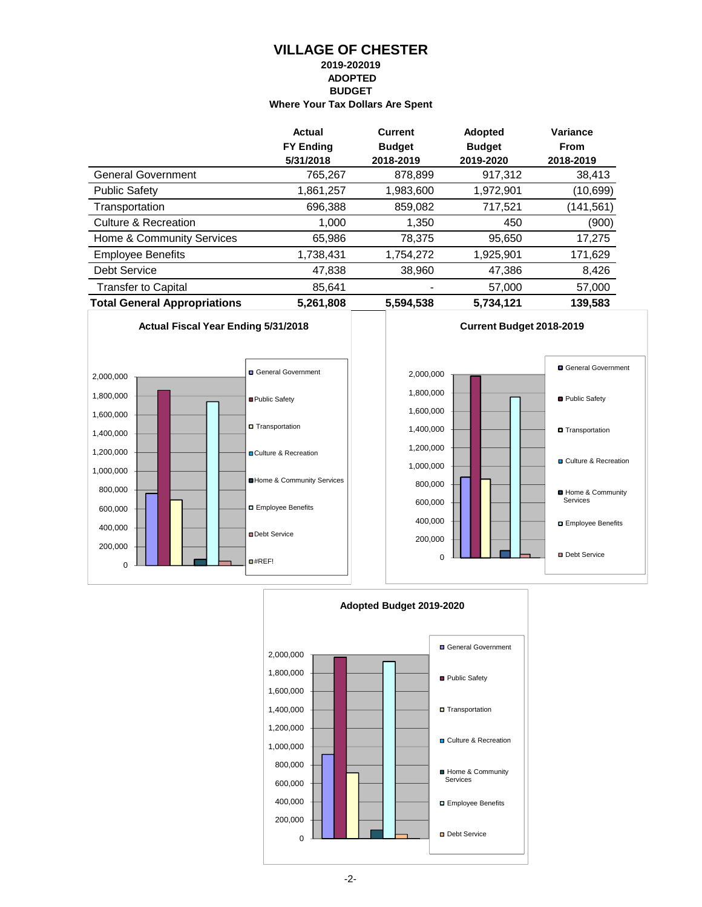# VILLAGE OF CHESTER

**2019-202019**
**ADOPTED**
**BUDGET**
**Where Your Tax Dollars Are Spent**

| | Actual FY Ending 5/31/2018 | Current Budget 2018-2019 | Adopted Budget 2019-2020 | Variance From 2018-2019 |
|---|---|---|---|---|
| General Government | 765,267 | 878,899 | 917,312 | 38,413 |
| Public Safety | 1,861,257 | 1,983,600 | 1,972,901 | (10,699) |
| Transportation | 696,388 | 859,082 | 717,521 | (141,561) |
| Culture & Recreation | 1,000 | 1,350 | 450 | (900) |
| Home & Community Services | 65,986 | 78,375 | 95,650 | 17,275 |
| Employee Benefits | 1,738,431 | 1,754,272 | 1,925,901 | 171,629 |
| Debt Service | 47,838 | 38,960 | 47,386 | 8,426 |
| Transfer to Capital | 85,641 | - | 57,000 | 57,000 |
| **Total General Appropriations** | **5,261,808** | **5,594,538** | **5,734,121** | **139,583** |

**Actual Fiscal Year Ending 5/31/2018**

**Current Budget 2018-2019**

**Adopted Budget 2019-2020**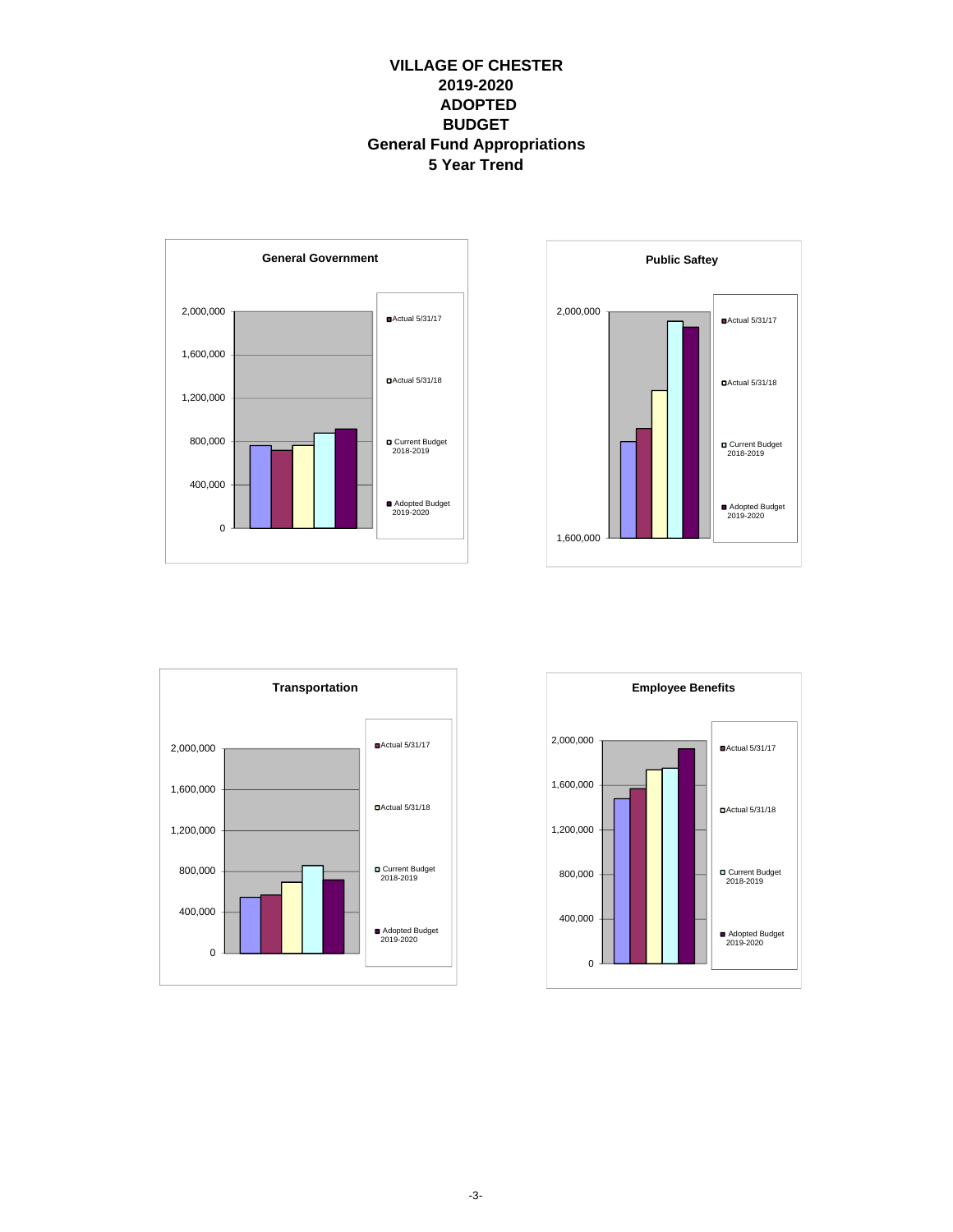# VILLAGE OF CHESTER
# 2019-2020
# ADOPTED
# BUDGET
## General Fund Appropriations
## 5 Year Trend

### General Government

2,000,000
1,600,000
1,200,000
800,000
400,000
0

- Actual 5/31/17
- Actual 5/31/18
- Current Budget 2018-2019
- Adopted Budget 2019-2020

### Public Saftey

2,000,000
1,600,000

- Actual 5/31/17
- Actual 5/31/18
- Current Budget 2018-2019
- Adopted Budget 2019-2020

### Transportation

2,000,000
1,600,000
1,200,000
800,000
400,000
0

- Actual 5/31/17
- Actual 5/31/18
- Current Budget 2018-2019
- Adopted Budget 2019-2020

### Employee Benefits

2,000,000
1,600,000
1,200,000
800,000
400,000
0

- Actual 5/31/17
- Actual 5/31/18
- Current Budget 2018-2019
- Adopted Budget 2019-2020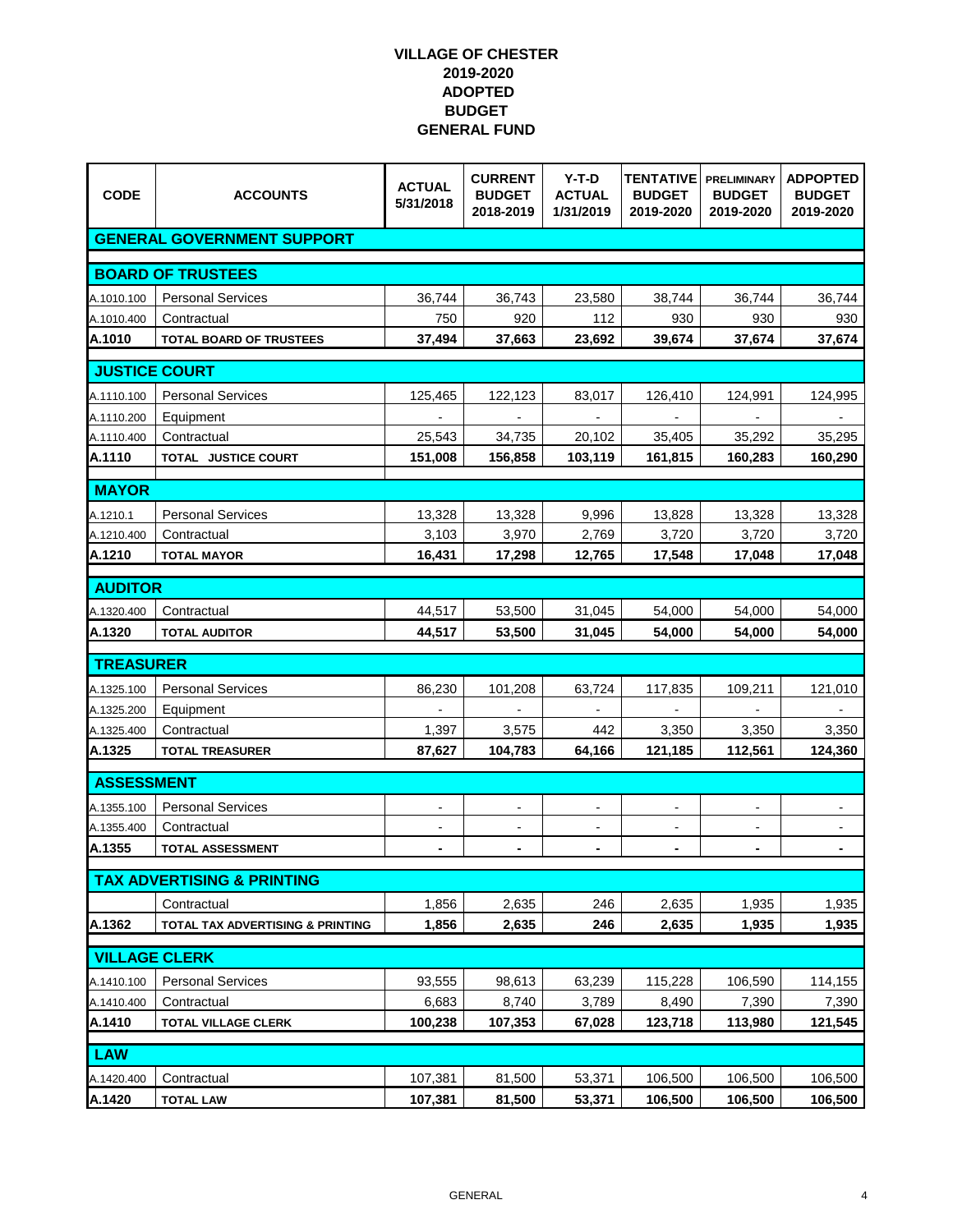# VILLAGE OF CHESTER
## 2019-2020
## ADOPTED
## BUDGET
## GENERAL FUND

| CODE | ACCOUNTS | ACTUAL 5/31/2018 | CURRENT BUDGET 2018-2019 | Y-T-D ACTUAL 1/31/2019 | TENTATIVE BUDGET 2019-2020 | PRELIMINARY BUDGET 2019-2020 | ADPOPTED BUDGET 2019-2020 |
|---|---|---|---|---|---|---|---|
| **GENERAL GOVERNMENT SUPPORT** | | | | | | | |
| **BOARD OF TRUSTEES** | | | | | | | |
| A.1010.100 | Personal Services | 36,744 | 36,743 | 23,580 | 38,744 | 36,744 | 36,744 |
| A.1010.400 | Contractual | 750 | 920 | 112 | 930 | 930 | 930 |
| **A.1010** | **TOTAL BOARD OF TRUSTEES** | **37,494** | **37,663** | **23,692** | **39,674** | **37,674** | **37,674** |
| **JUSTICE COURT** | | | | | | | |
| A.1110.100 | Personal Services | 125,465 | 122,123 | 83,017 | 126,410 | 124,991 | 124,995 |
| A.1110.200 | Equipment | - | - | - | - | - | - |
| A.1110.400 | Contractual | 25,543 | 34,735 | 20,102 | 35,405 | 35,292 | 35,295 |
| **A.1110** | **TOTAL JUSTICE COURT** | **151,008** | **156,858** | **103,119** | **161,815** | **160,283** | **160,290** |
| **MAYOR** | | | | | | | |
| A.1210.1 | Personal Services | 13,328 | 13,328 | 9,996 | 13,828 | 13,328 | 13,328 |
| A.1210.400 | Contractual | 3,103 | 3,970 | 2,769 | 3,720 | 3,720 | 3,720 |
| **A.1210** | **TOTAL MAYOR** | **16,431** | **17,298** | **12,765** | **17,548** | **17,048** | **17,048** |
| **AUDITOR** | | | | | | | |
| A.1320.400 | Contractual | 44,517 | 53,500 | 31,045 | 54,000 | 54,000 | 54,000 |
| **A.1320** | **TOTAL AUDITOR** | **44,517** | **53,500** | **31,045** | **54,000** | **54,000** | **54,000** |
| **TREASURER** | | | | | | | |
| A.1325.100 | Personal Services | 86,230 | 101,208 | 63,724 | 117,835 | 109,211 | 121,010 |
| A.1325.200 | Equipment | - | - | - | - | - | - |
| A.1325.400 | Contractual | 1,397 | 3,575 | 442 | 3,350 | 3,350 | 3,350 |
| **A.1325** | **TOTAL TREASURER** | **87,627** | **104,783** | **64,166** | **121,185** | **112,561** | **124,360** |
| **ASSESSMENT** | | | | | | | |
| A.1355.100 | Personal Services | - | - | - | - | - | - |
| A.1355.400 | Contractual | - | - | - | - | - | - |
| **A.1355** | **TOTAL ASSESSMENT** | **-** | **-** | **-** | **-** | **-** | **-** |
| **TAX ADVERTISING & PRINTING** | | | | | | | |
| | Contractual | 1,856 | 2,635 | 246 | 2,635 | 1,935 | 1,935 |
| **A.1362** | **TOTAL TAX ADVERTISING & PRINTING** | **1,856** | **2,635** | **246** | **2,635** | **1,935** | **1,935** |
| **VILLAGE CLERK** | | | | | | | |
| A.1410.100 | Personal Services | 93,555 | 98,613 | 63,239 | 115,228 | 106,590 | 114,155 |
| A.1410.400 | Contractual | 6,683 | 8,740 | 3,789 | 8,490 | 7,390 | 7,390 |
| **A.1410** | **TOTAL VILLAGE CLERK** | **100,238** | **107,353** | **67,028** | **123,718** | **113,980** | **121,545** |
| **LAW** | | | | | | | |
| A.1420.400 | Contractual | 107,381 | 81,500 | 53,371 | 106,500 | 106,500 | 106,500 |
| **A.1420** | **TOTAL LAW** | **107,381** | **81,500** | **53,371** | **106,500** | **106,500** | **106,500** |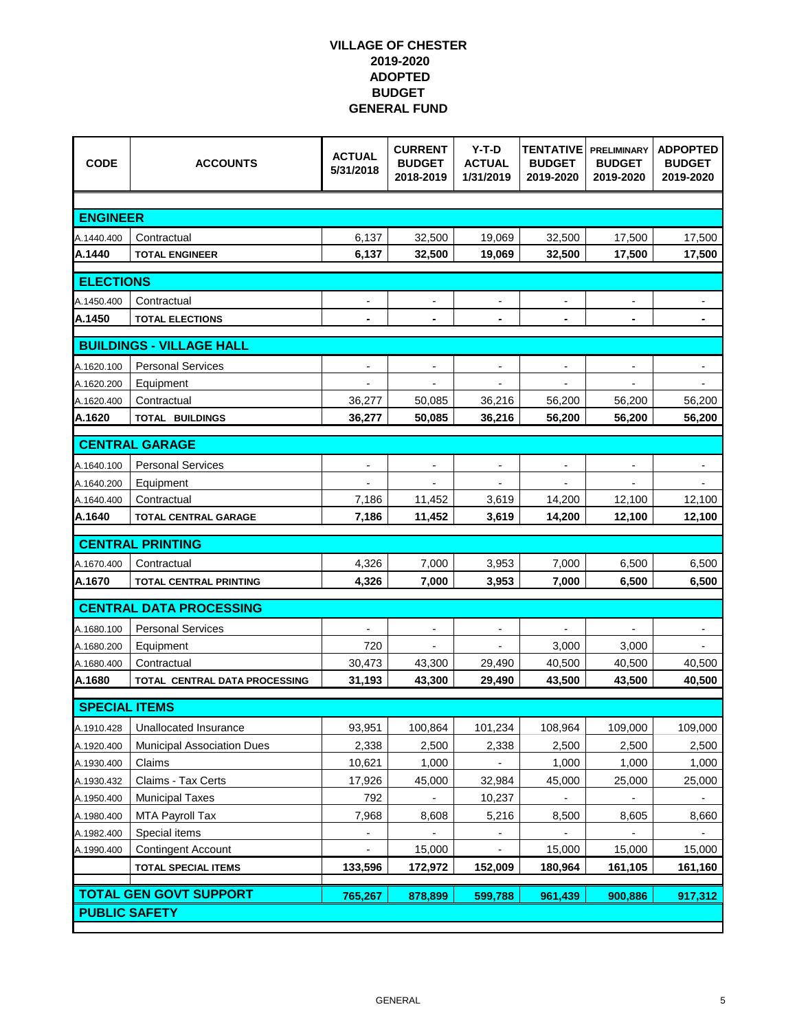# VILLAGE OF CHESTER
## 2019-2020
## ADOPTED
## BUDGET
## GENERAL FUND

| CODE | ACCOUNTS | ACTUAL 5/31/2018 | CURRENT BUDGET 2018-2019 | Y-T-D ACTUAL 1/31/2019 | TENTATIVE BUDGET 2019-2020 | PRELIMINARY BUDGET 2019-2020 | ADPOPTED BUDGET 2019-2020 |
|---|---|---|---|---|---|---|---|
| **ENGINEER** | | | | | | | |
| A.1440.400 | Contractual | 6,137 | 32,500 | 19,069 | 32,500 | 17,500 | 17,500 |
| **A.1440** | **TOTAL ENGINEER** | **6,137** | **32,500** | **19,069** | **32,500** | **17,500** | **17,500** |
| **ELECTIONS** | | | | | | | |
| A.1450.400 | Contractual | - | - | - | - | - | - |
| **A.1450** | **TOTAL ELECTIONS** | **-** | **-** | **-** | **-** | **-** | **-** |
| **BUILDINGS - VILLAGE HALL** | | | | | | | |
| A.1620.100 | Personal Services | - | - | - | - | - | - |
| A.1620.200 | Equipment | - | - | - | - | - | - |
| A.1620.400 | Contractual | 36,277 | 50,085 | 36,216 | 56,200 | 56,200 | 56,200 |
| **A.1620** | **TOTAL BUILDINGS** | **36,277** | **50,085** | **36,216** | **56,200** | **56,200** | **56,200** |
| **CENTRAL GARAGE** | | | | | | | |
| A.1640.100 | Personal Services | - | - | - | - | - | - |
| A.1640.200 | Equipment | - | - | - | - | - | - |
| A.1640.400 | Contractual | 7,186 | 11,452 | 3,619 | 14,200 | 12,100 | 12,100 |
| **A.1640** | **TOTAL CENTRAL GARAGE** | **7,186** | **11,452** | **3,619** | **14,200** | **12,100** | **12,100** |
| **CENTRAL PRINTING** | | | | | | | |
| A.1670.400 | Contractual | 4,326 | 7,000 | 3,953 | 7,000 | 6,500 | 6,500 |
| **A.1670** | **TOTAL CENTRAL PRINTING** | **4,326** | **7,000** | **3,953** | **7,000** | **6,500** | **6,500** |
| **CENTRAL DATA PROCESSING** | | | | | | | |
| A.1680.100 | Personal Services | - | - | - | - | - | - |
| A.1680.200 | Equipment | 720 | - | - | 3,000 | 3,000 | - |
| A.1680.400 | Contractual | 30,473 | 43,300 | 29,490 | 40,500 | 40,500 | 40,500 |
| **A.1680** | **TOTAL CENTRAL DATA PROCESSING** | **31,193** | **43,300** | **29,490** | **43,500** | **43,500** | **40,500** |
| **SPECIAL ITEMS** | | | | | | | |
| A.1910.428 | Unallocated Insurance | 93,951 | 100,864 | 101,234 | 108,964 | 109,000 | 109,000 |
| A.1920.400 | Municipal Association Dues | 2,338 | 2,500 | 2,338 | 2,500 | 2,500 | 2,500 |
| A.1930.400 | Claims | 10,621 | 1,000 | - | 1,000 | 1,000 | 1,000 |
| A.1930.432 | Claims - Tax Certs | 17,926 | 45,000 | 32,984 | 45,000 | 25,000 | 25,000 |
| A.1950.400 | Municipal Taxes | 792 | - | 10,237 | - | - | - |
| A.1980.400 | MTA Payroll Tax | 7,968 | 8,608 | 5,216 | 8,500 | 8,605 | 8,660 |
| A.1982.400 | Special items | - | - | - | - | - | - |
| A.1990.400 | Contingent Account | - | 15,000 | - | 15,000 | 15,000 | 15,000 |
| | **TOTAL SPECIAL ITEMS** | **133,596** | **172,972** | **152,009** | **180,964** | **161,105** | **161,160** |
| **TOTAL GEN GOVT SUPPORT** | | **765,267** | **878,899** | **599,788** | **961,439** | **900,886** | **917,312** |
| **PUBLIC SAFETY** | | | | | | | |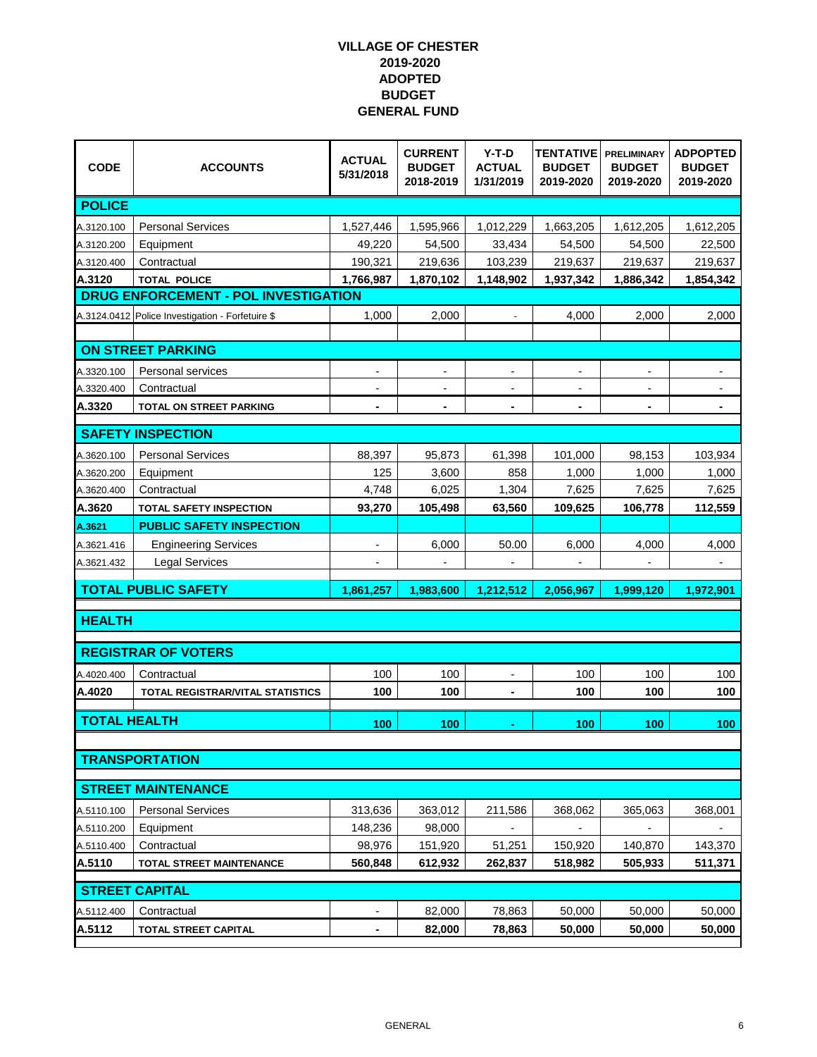# VILLAGE OF CHESTER
## 2019-2020
## ADOPTED
## BUDGET
## GENERAL FUND

| CODE | ACCOUNTS | ACTUAL 5/31/2018 | CURRENT BUDGET 2018-2019 | Y-T-D ACTUAL 1/31/2019 | TENTATIVE BUDGET 2019-2020 | PRELIMINARY BUDGET 2019-2020 | ADPOPTED BUDGET 2019-2020 |
|---|---|---|---|---|---|---|---|
| **POLICE** | | | | | | | |
| A.3120.100 | Personal Services | 1,527,446 | 1,595,966 | 1,012,229 | 1,663,205 | 1,612,205 | 1,612,205 |
| A.3120.200 | Equipment | 49,220 | 54,500 | 33,434 | 54,500 | 54,500 | 22,500 |
| A.3120.400 | Contractual | 190,321 | 219,636 | 103,239 | 219,637 | 219,637 | 219,637 |
| **A.3120** | **TOTAL POLICE** | **1,766,987** | **1,870,102** | **1,148,902** | **1,937,342** | **1,886,342** | **1,854,342** |
| **DRUG ENFORCEMENT - POL INVESTIGATION** | | | | | | | |
| A.3124.0412 | Police Investigation - Forfetuire $ | 1,000 | 2,000 | - | 4,000 | 2,000 | 2,000 |
| | | | | | | | |
| **ON STREET PARKING** | | | | | | | |
| A.3320.100 | Personal services | - | - | - | - | - | - |
| A.3320.400 | Contractual | - | - | - | - | - | - |
| **A.3320** | **TOTAL ON STREET PARKING** | **-** | **-** | **-** | **-** | **-** | **-** |
| **SAFETY INSPECTION** | | | | | | | |
| A.3620.100 | Personal Services | 88,397 | 95,873 | 61,398 | 101,000 | 98,153 | 103,934 |
| A.3620.200 | Equipment | 125 | 3,600 | 858 | 1,000 | 1,000 | 1,000 |
| A.3620.400 | Contractual | 4,748 | 6,025 | 1,304 | 7,625 | 7,625 | 7,625 |
| **A.3620** | **TOTAL SAFETY INSPECTION** | **93,270** | **105,498** | **63,560** | **109,625** | **106,778** | **112,559** |
| **A.3621** | **PUBLIC SAFETY INSPECTION** | | | | | | |
| A.3621.416 | Engineering Services | - | 6,000 | 50.00 | 6,000 | 4,000 | 4,000 |
| A.3621.432 | Legal Services | - | - | - | - | - | - |
| | | | | | | | |
| **TOTAL PUBLIC SAFETY** | | **1,861,257** | **1,983,600** | **1,212,512** | **2,056,967** | **1,999,120** | **1,972,901** |
| | | | | | | | |
| **HEALTH** | | | | | | | |
| | | | | | | | |
| **REGISTRAR OF VOTERS** | | | | | | | |
| A.4020.400 | Contractual | 100 | 100 | - | 100 | 100 | 100 |
| **A.4020** | **TOTAL REGISTRAR/VITAL STATISTICS** | **100** | **100** | **-** | **100** | **100** | **100** |
| | | | | | | | |
| **TOTAL HEALTH** | | **100** | **100** | **-** | **100** | **100** | **100** |
| | | | | | | | |
| **TRANSPORTATION** | | | | | | | |
| | | | | | | | |
| **STREET MAINTENANCE** | | | | | | | |
| A.5110.100 | Personal Services | 313,636 | 363,012 | 211,586 | 368,062 | 365,063 | 368,001 |
| A.5110.200 | Equipment | 148,236 | 98,000 | - | - | - | - |
| A.5110.400 | Contractual | 98,976 | 151,920 | 51,251 | 150,920 | 140,870 | 143,370 |
| **A.5110** | **TOTAL STREET MAINTENANCE** | **560,848** | **612,932** | **262,837** | **518,982** | **505,933** | **511,371** |
| | | | | | | | |
| **STREET CAPITAL** | | | | | | | |
| A.5112.400 | Contractual | - | 82,000 | 78,863 | 50,000 | 50,000 | 50,000 |
| **A.5112** | **TOTAL STREET CAPITAL** | **-** | **82,000** | **78,863** | **50,000** | **50,000** | **50,000** |

GENERAL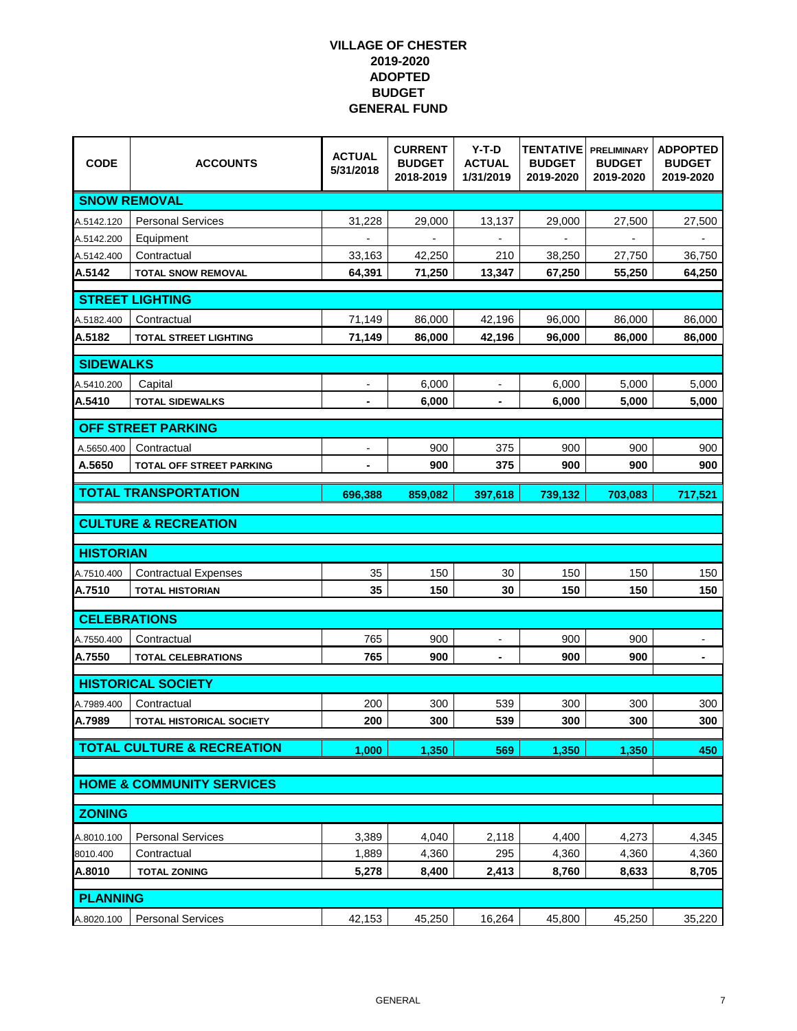# VILLAGE OF CHESTER
# 2019-2020
# ADOPTED
# BUDGET
# GENERAL FUND

| CODE | ACCOUNTS | ACTUAL 5/31/2018 | CURRENT BUDGET 2018-2019 | Y-T-D ACTUAL 1/31/2019 | TENTATIVE BUDGET 2019-2020 | PRELIMINARY BUDGET 2019-2020 | ADPOPTED BUDGET 2019-2020 |
|---|---|---|---|---|---|---|---|
| **SNOW REMOVAL** | | | | | | | |
| A.5142.120 | Personal Services | 31,228 | 29,000 | 13,137 | 29,000 | 27,500 | 27,500 |
| A.5142.200 | Equipment | - | - | - | - | - | - |
| A.5142.400 | Contractual | 33,163 | 42,250 | 210 | 38,250 | 27,750 | 36,750 |
| **A.5142** | **TOTAL SNOW REMOVAL** | **64,391** | **71,250** | **13,347** | **67,250** | **55,250** | **64,250** |
| **STREET LIGHTING** | | | | | | | |
| A.5182.400 | Contractual | 71,149 | 86,000 | 42,196 | 96,000 | 86,000 | 86,000 |
| **A.5182** | **TOTAL STREET LIGHTING** | **71,149** | **86,000** | **42,196** | **96,000** | **86,000** | **86,000** |
| **SIDEWALKS** | | | | | | | |
| A.5410.200 | Capital | - | 6,000 | - | 6,000 | 5,000 | 5,000 |
| **A.5410** | **TOTAL SIDEWALKS** | **-** | **6,000** | **-** | **6,000** | **5,000** | **5,000** |
| **OFF STREET PARKING** | | | | | | | |
| A.5650.400 | Contractual | - | 900 | 375 | 900 | 900 | 900 |
| **A.5650** | **TOTAL OFF STREET PARKING** | **-** | **900** | **375** | **900** | **900** | **900** |
| **TOTAL TRANSPORTATION** | | **696,388** | **859,082** | **397,618** | **739,132** | **703,083** | **717,521** |
| **CULTURE & RECREATION** | | | | | | | |
| **HISTORIAN** | | | | | | | |
| A.7510.400 | Contractual Expenses | 35 | 150 | 30 | 150 | 150 | 150 |
| **A.7510** | **TOTAL HISTORIAN** | **35** | **150** | **30** | **150** | **150** | **150** |
| **CELEBRATIONS** | | | | | | | |
| A.7550.400 | Contractual | 765 | 900 | - | 900 | 900 | - |
| **A.7550** | **TOTAL CELEBRATIONS** | **765** | **900** | **-** | **900** | **900** | **-** |
| **HISTORICAL SOCIETY** | | | | | | | |
| A.7989.400 | Contractual | 200 | 300 | 539 | 300 | 300 | 300 |
| **A.7989** | **TOTAL HISTORICAL SOCIETY** | **200** | **300** | **539** | **300** | **300** | **300** |
| **TOTAL CULTURE & RECREATION** | | **1,000** | **1,350** | **569** | **1,350** | **1,350** | **450** |
| **HOME & COMMUNITY SERVICES** | | | | | | | |
| **ZONING** | | | | | | | |
| A.8010.100 | Personal Services | 3,389 | 4,040 | 2,118 | 4,400 | 4,273 | 4,345 |
| 8010.400 | Contractual | 1,889 | 4,360 | 295 | 4,360 | 4,360 | 4,360 |
| **A.8010** | **TOTAL ZONING** | **5,278** | **8,400** | **2,413** | **8,760** | **8,633** | **8,705** |
| **PLANNING** | | | | | | | |
| A.8020.100 | Personal Services | 42,153 | 45,250 | 16,264 | 45,800 | 45,250 | 35,220 |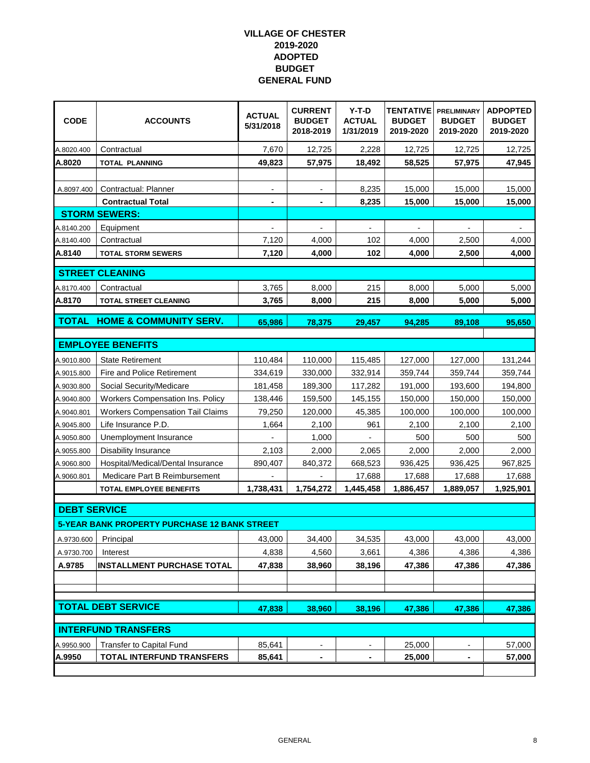# VILLAGE OF CHESTER
## 2019-2020
## ADOPTED
## BUDGET
## GENERAL FUND

| CODE | ACCOUNTS | ACTUAL 5/31/2018 | CURRENT BUDGET 2018-2019 | Y-T-D ACTUAL 1/31/2019 | TENTATIVE BUDGET 2019-2020 | PRELIMINARY BUDGET 2019-2020 | ADPOPTED BUDGET 2019-2020 |
|---|---|---|---|---|---|---|---|
| A.8020.400 | Contractual | 7,670 | 12,725 | 2,228 | 12,725 | 12,725 | 12,725 |
| **A.8020** | **TOTAL PLANNING** | **49,823** | **57,975** | **18,492** | **58,525** | **57,975** | **47,945** |
| | | | | | | | |
| A.8097.400 | Contractual: Planner | - | - | 8,235 | 15,000 | 15,000 | 15,000 |
| | **Contractual Total** | **-** | **-** | **8,235** | **15,000** | **15,000** | **15,000** |
| **STORM SEWERS:** | | | | | | | |
| A.8140.200 | Equipment | - | - | - | - | - | - |
| A.8140.400 | Contractual | 7,120 | 4,000 | 102 | 4,000 | 2,500 | 4,000 |
| **A.8140** | **TOTAL STORM SEWERS** | **7,120** | **4,000** | **102** | **4,000** | **2,500** | **4,000** |
| **STREET CLEANING** | | | | | | | |
| A.8170.400 | Contractual | 3,765 | 8,000 | 215 | 8,000 | 5,000 | 5,000 |
| **A.8170** | **TOTAL STREET CLEANING** | **3,765** | **8,000** | **215** | **8,000** | **5,000** | **5,000** |
| **TOTAL** | **HOME & COMMUNITY SERV.** | **65,986** | **78,375** | **29,457** | **94,285** | **89,108** | **95,650** |
| **EMPLOYEE BENEFITS** | | | | | | | |
| A.9010.800 | State Retirement | 110,484 | 110,000 | 115,485 | 127,000 | 127,000 | 131,244 |
| A.9015.800 | Fire and Police Retirement | 334,619 | 330,000 | 332,914 | 359,744 | 359,744 | 359,744 |
| A.9030.800 | Social Security/Medicare | 181,458 | 189,300 | 117,282 | 191,000 | 193,600 | 194,800 |
| A.9040.800 | Workers Compensation Ins. Policy | 138,446 | 159,500 | 145,155 | 150,000 | 150,000 | 150,000 |
| A.9040.801 | Workers Compensation Tail Claims | 79,250 | 120,000 | 45,385 | 100,000 | 100,000 | 100,000 |
| A.9045.800 | Life Insurance P.D. | 1,664 | 2,100 | 961 | 2,100 | 2,100 | 2,100 |
| A.9050.800 | Unemployment Insurance | - | 1,000 | - | 500 | 500 | 500 |
| A.9055.800 | Disability Insurance | 2,103 | 2,000 | 2,065 | 2,000 | 2,000 | 2,000 |
| A.9060.800 | Hospital/Medical/Dental Insurance | 890,407 | 840,372 | 668,523 | 936,425 | 936,425 | 967,825 |
| A.9060.801 | Medicare Part B Reimbursement | - | - | 17,688 | 17,688 | 17,688 | 17,688 |
| | **TOTAL EMPLOYEE BENEFITS** | **1,738,431** | **1,754,272** | **1,445,458** | **1,886,457** | **1,889,057** | **1,925,901** |
| **DEBT SERVICE** | | | | | | | |
| **5-YEAR BANK PROPERTY PURCHASE 12 BANK STREET** | | | | | | | |
| A.9730.600 | Principal | 43,000 | 34,400 | 34,535 | 43,000 | 43,000 | 43,000 |
| A.9730.700 | Interest | 4,838 | 4,560 | 3,661 | 4,386 | 4,386 | 4,386 |
| **A.9785** | **INSTALLMENT PURCHASE TOTAL** | **47,838** | **38,960** | **38,196** | **47,386** | **47,386** | **47,386** |
| | | | | | | | |
| **TOTAL DEBT SERVICE** | | **47,838** | **38,960** | **38,196** | **47,386** | **47,386** | **47,386** |
| **INTERFUND TRANSFERS** | | | | | | | |
| A.9950.900 | Transfer to Capital Fund | 85,641 | - | - | 25,000 | - | 57,000 |
| **A.9950** | **TOTAL INTERFUND TRANSFERS** | **85,641** | **-** | **-** | **25,000** | **-** | **57,000** |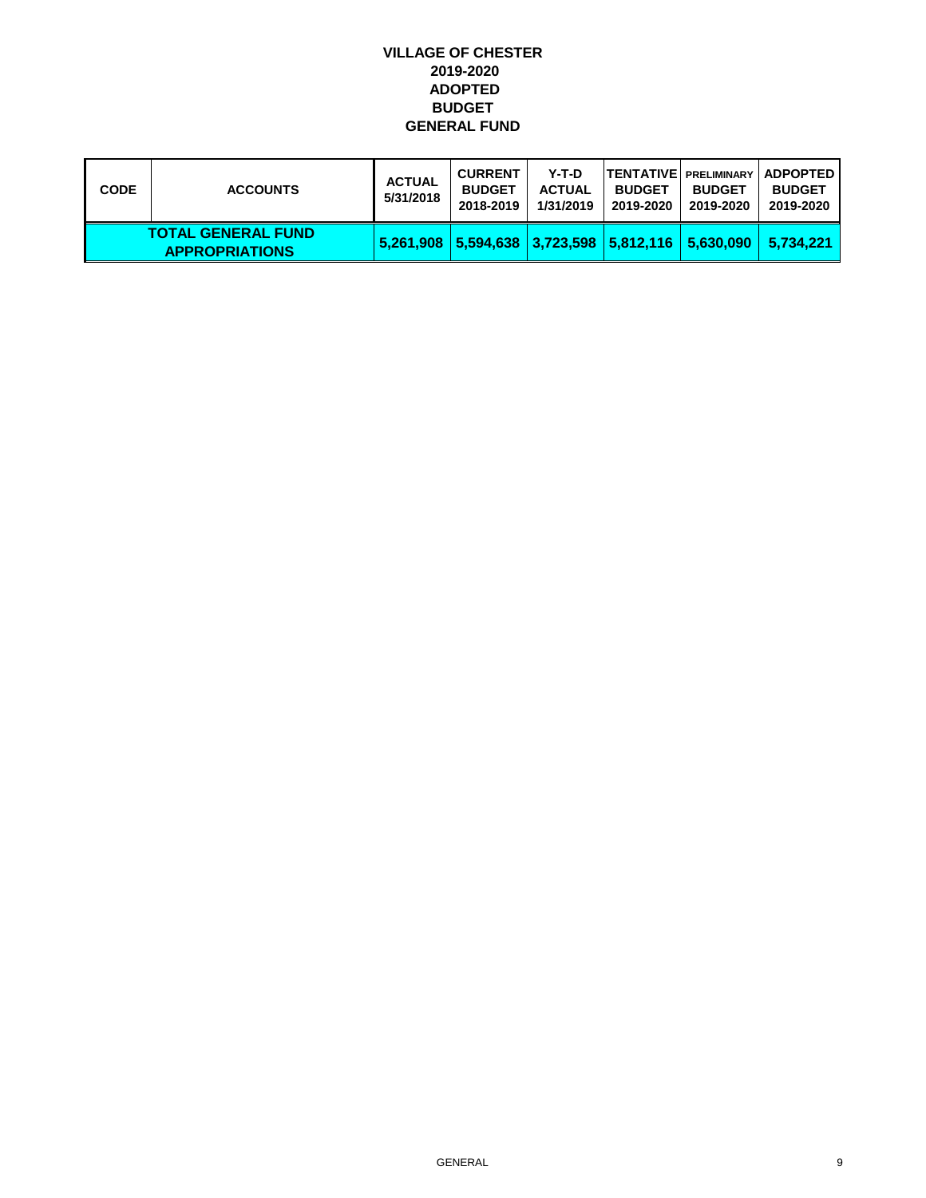**VILLAGE OF CHESTER**
**2019-2020**
**ADOPTED**
**BUDGET**
**GENERAL FUND**

| CODE | ACCOUNTS | ACTUAL 5/31/2018 | CURRENT BUDGET 2018-2019 | Y-T-D ACTUAL 1/31/2019 | TENTATIVE BUDGET 2019-2020 | PRELIMINARY BUDGET 2019-2020 | ADPOPTED BUDGET 2019-2020 |
|---|---|---|---|---|---|---|---|
| TOTAL GENERAL FUND APPROPRIATIONS | | 5,261,908 | 5,594,638 | 3,723,598 | 5,812,116 | 5,630,090 | 5,734,221 |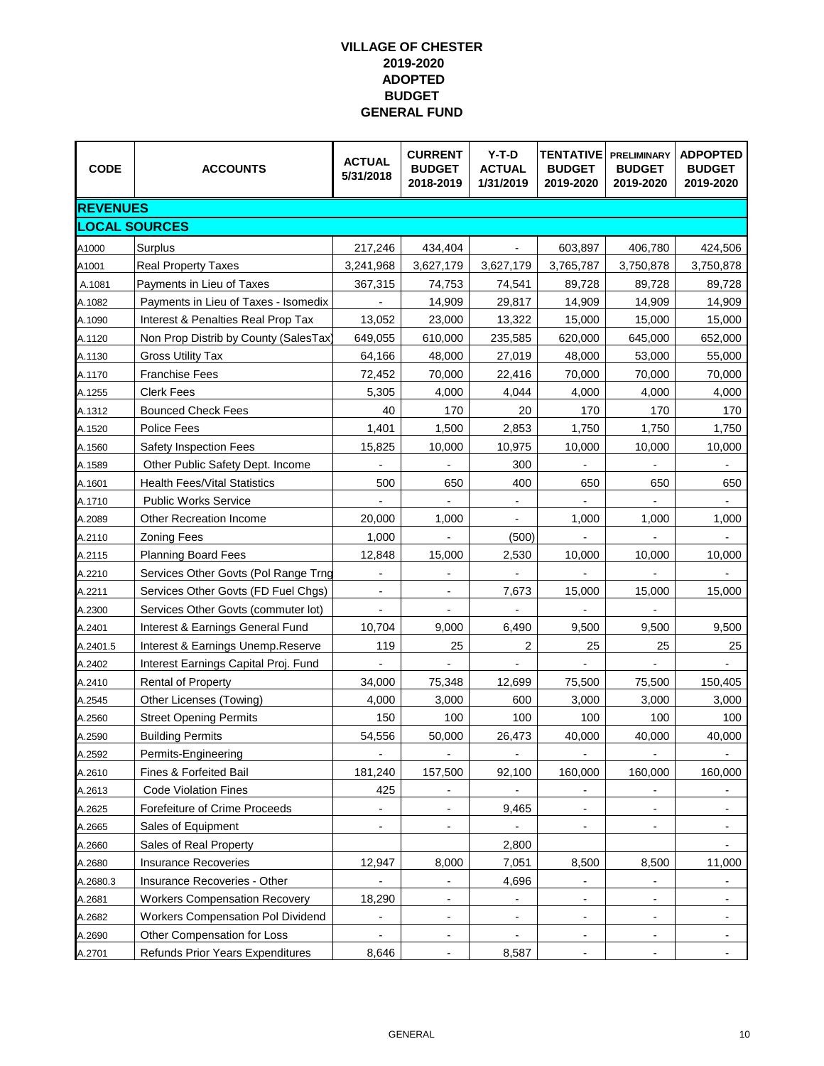# VILLAGE OF CHESTER
# 2019-2020
# ADOPTED
# BUDGET
# GENERAL FUND

| CODE | ACCOUNTS | ACTUAL 5/31/2018 | CURRENT BUDGET 2018-2019 | Y-T-D ACTUAL 1/31/2019 | TENTATIVE BUDGET 2019-2020 | PRELIMINARY BUDGET 2019-2020 | ADPOPTED BUDGET 2019-2020 |
|---|---|---|---|---|---|---|---|
| **REVENUES** | | | | | | | |
| **LOCAL SOURCES** | | | | | | | |
| A1000 | Surplus | 217,246 | 434,404 | - | 603,897 | 406,780 | 424,506 |
| A1001 | Real Property Taxes | 3,241,968 | 3,627,179 | 3,627,179 | 3,765,787 | 3,750,878 | 3,750,878 |
| A.1081 | Payments in Lieu of Taxes | 367,315 | 74,753 | 74,541 | 89,728 | 89,728 | 89,728 |
| A.1082 | Payments in Lieu of Taxes - Isomedix | - | 14,909 | 29,817 | 14,909 | 14,909 | 14,909 |
| A.1090 | Interest & Penalties Real Prop Tax | 13,052 | 23,000 | 13,322 | 15,000 | 15,000 | 15,000 |
| A.1120 | Non Prop Distrib by County (SalesTax) | 649,055 | 610,000 | 235,585 | 620,000 | 645,000 | 652,000 |
| A.1130 | Gross Utility Tax | 64,166 | 48,000 | 27,019 | 48,000 | 53,000 | 55,000 |
| A.1170 | Franchise Fees | 72,452 | 70,000 | 22,416 | 70,000 | 70,000 | 70,000 |
| A.1255 | Clerk Fees | 5,305 | 4,000 | 4,044 | 4,000 | 4,000 | 4,000 |
| A.1312 | Bounced Check Fees | 40 | 170 | 20 | 170 | 170 | 170 |
| A.1520 | Police Fees | 1,401 | 1,500 | 2,853 | 1,750 | 1,750 | 1,750 |
| A.1560 | Safety Inspection Fees | 15,825 | 10,000 | 10,975 | 10,000 | 10,000 | 10,000 |
| A.1589 | Other Public Safety Dept. Income | - | - | 300 | - | - | - |
| A.1601 | Health Fees/Vital Statistics | 500 | 650 | 400 | 650 | 650 | 650 |
| A.1710 | Public Works Service | - | - | - | - | - | - |
| A.2089 | Other Recreation Income | 20,000 | 1,000 | - | 1,000 | 1,000 | 1,000 |
| A.2110 | Zoning Fees | 1,000 | - | (500) | - | - | - |
| A.2115 | Planning Board Fees | 12,848 | 15,000 | 2,530 | 10,000 | 10,000 | 10,000 |
| A.2210 | Services Other Govts (Pol Range Trng | - | - | - | - | - | - |
| A.2211 | Services Other Govts (FD Fuel Chgs) | - | - | 7,673 | 15,000 | 15,000 | 15,000 |
| A.2300 | Services Other Govts (commuter lot) | - | - | - | - | - | |
| A.2401 | Interest & Earnings General Fund | 10,704 | 9,000 | 6,490 | 9,500 | 9,500 | 9,500 |
| A.2401.5 | Interest & Earnings Unemp.Reserve | 119 | 25 | 2 | 25 | 25 | 25 |
| A.2402 | Interest Earnings Capital Proj. Fund | - | - | - | - | - | - |
| A.2410 | Rental of Property | 34,000 | 75,348 | 12,699 | 75,500 | 75,500 | 150,405 |
| A.2545 | Other Licenses (Towing) | 4,000 | 3,000 | 600 | 3,000 | 3,000 | 3,000 |
| A.2560 | Street Opening Permits | 150 | 100 | 100 | 100 | 100 | 100 |
| A.2590 | Building Permits | 54,556 | 50,000 | 26,473 | 40,000 | 40,000 | 40,000 |
| A.2592 | Permits-Engineering | - | - | - | - | - | - |
| A.2610 | Fines & Forfeited Bail | 181,240 | 157,500 | 92,100 | 160,000 | 160,000 | 160,000 |
| A.2613 | Code Violation Fines | 425 | - | - | - | - | - |
| A.2625 | Forefeiture of Crime Proceeds | - | - | 9,465 | - | - | - |
| A.2665 | Sales of Equipment | - | - | - | - | - | - |
| A.2660 | Sales of Real Property | | | 2,800 | | | - |
| A.2680 | Insurance Recoveries | 12,947 | 8,000 | 7,051 | 8,500 | 8,500 | 11,000 |
| A.2680.3 | Insurance Recoveries - Other | - | - | 4,696 | - | - | - |
| A.2681 | Workers Compensation Recovery | 18,290 | - | - | - | - | - |
| A.2682 | Workers Compensation Pol Dividend | - | - | - | - | - | - |
| A.2690 | Other Compensation for Loss | - | - | - | - | - | - |
| A.2701 | Refunds Prior Years Expenditures | 8,646 | - | 8,587 | - | - | - |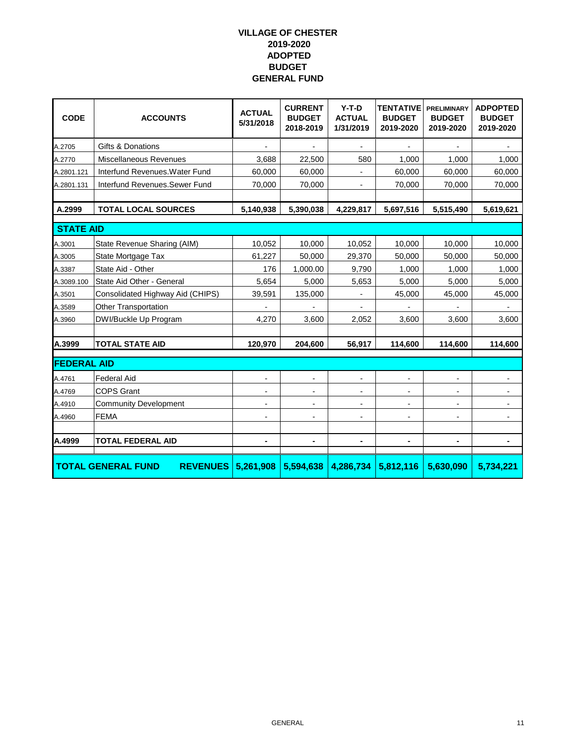# VILLAGE OF CHESTER
## 2019-2020
## ADOPTED
## BUDGET
## GENERAL FUND

| CODE | ACCOUNTS | ACTUAL 5/31/2018 | CURRENT BUDGET 2018-2019 | Y-T-D ACTUAL 1/31/2019 | TENTATIVE BUDGET 2019-2020 | PRELIMINARY BUDGET 2019-2020 | ADPOPTED BUDGET 2019-2020 |
|---|---|---|---|---|---|---|---|
| A.2705 | Gifts & Donations | - | - | - | - | - | - |
| A.2770 | Miscellaneous Revenues | 3,688 | 22,500 | 580 | 1,000 | 1,000 | 1,000 |
| A.2801.121 | Interfund Revenues.Water Fund | 60,000 | 60,000 | - | 60,000 | 60,000 | 60,000 |
| A.2801.131 | Interfund Revenues.Sewer Fund | 70,000 | 70,000 | - | 70,000 | 70,000 | 70,000 |
| | | | | | | | |
| **A.2999** | **TOTAL LOCAL SOURCES** | **5,140,938** | **5,390,038** | **4,229,817** | **5,697,516** | **5,515,490** | **5,619,621** |
| **STATE AID** | | | | | | | |
| A.3001 | State Revenue Sharing (AIM) | 10,052 | 10,000 | 10,052 | 10,000 | 10,000 | 10,000 |
| A.3005 | State Mortgage Tax | 61,227 | 50,000 | 29,370 | 50,000 | 50,000 | 50,000 |
| A.3387 | State Aid - Other | 176 | 1,000.00 | 9,790 | 1,000 | 1,000 | 1,000 |
| A.3089.100 | State Aid Other - General | 5,654 | 5,000 | 5,653 | 5,000 | 5,000 | 5,000 |
| A.3501 | Consolidated Highway Aid (CHIPS) | 39,591 | 135,000 | - | 45,000 | 45,000 | 45,000 |
| A.3589 | Other Transportation | - | - | - | - | - | - |
| A.3960 | DWI/Buckle Up Program | 4,270 | 3,600 | 2,052 | 3,600 | 3,600 | 3,600 |
| | | | | | | | |
| **A.3999** | **TOTAL STATE AID** | **120,970** | **204,600** | **56,917** | **114,600** | **114,600** | **114,600** |
| **FEDERAL AID** | | | | | | | |
| A.4761 | Federal Aid | - | - | - | - | - | - |
| A.4769 | COPS Grant | - | - | - | - | - | - |
| A.4910 | Community Development | - | - | - | - | - | - |
| A.4960 | FEMA | - | - | - | - | - | - |
| | | | | | | | |
| **A.4999** | **TOTAL FEDERAL AID** | **-** | **-** | **-** | **-** | **-** | **-** |
| **TOTAL GENERAL FUND** | **REVENUES** | **5,261,908** | **5,594,638** | **4,286,734** | **5,812,116** | **5,630,090** | **5,734,221** |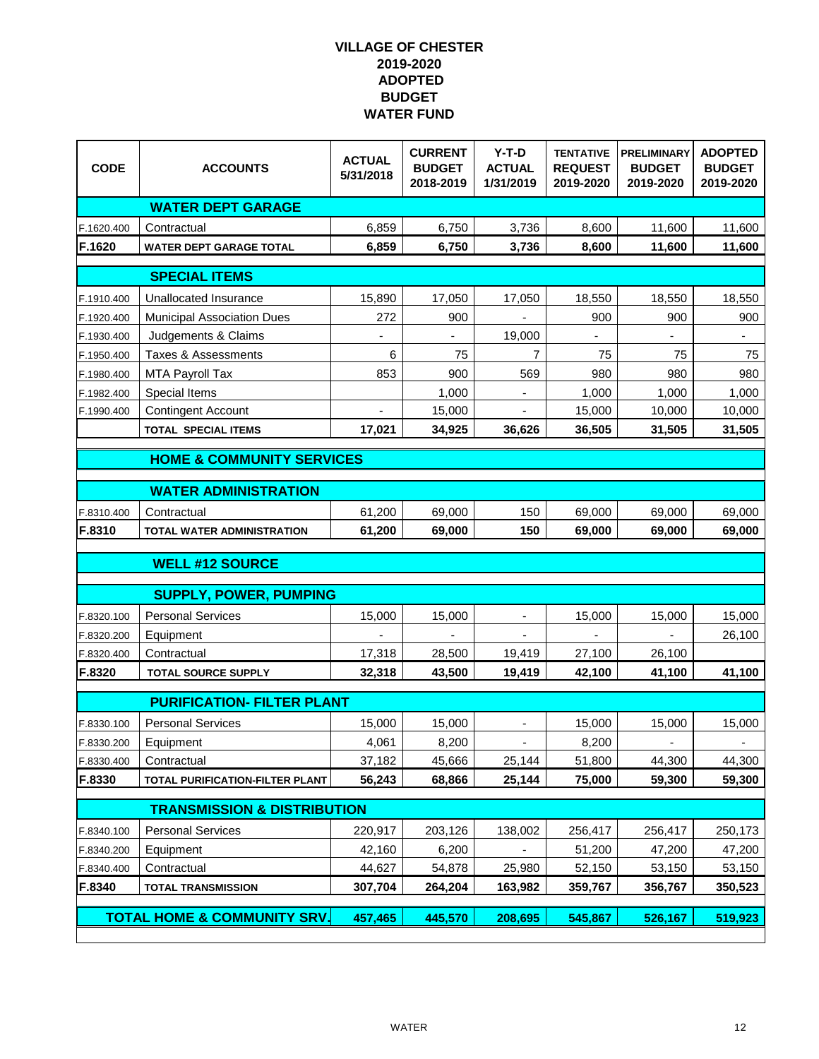# VILLAGE OF CHESTER
## 2019-2020
## ADOPTED
## BUDGET
## WATER FUND

| CODE | ACCOUNTS | ACTUAL 5/31/2018 | CURRENT BUDGET 2018-2019 | Y-T-D ACTUAL 1/31/2019 | TENTATIVE REQUEST 2019-2020 | PRELIMINARY BUDGET 2019-2020 | ADOPTED BUDGET 2019-2020 |
|---|---|---|---|---|---|---|---|
| | **WATER DEPT GARAGE** | | | | | | |
| F.1620.400 | Contractual | 6,859 | 6,750 | 3,736 | 8,600 | 11,600 | 11,600 |
| **F.1620** | **WATER DEPT GARAGE TOTAL** | **6,859** | **6,750** | **3,736** | **8,600** | **11,600** | **11,600** |
| | **SPECIAL ITEMS** | | | | | | |
| F.1910.400 | Unallocated Insurance | 15,890 | 17,050 | 17,050 | 18,550 | 18,550 | 18,550 |
| F.1920.400 | Municipal Association Dues | 272 | 900 | - | 900 | 900 | 900 |
| F.1930.400 | Judgements & Claims | - | - | 19,000 | - | - | - |
| F.1950.400 | Taxes & Assessments | 6 | 75 | 7 | 75 | 75 | 75 |
| F.1980.400 | MTA Payroll Tax | 853 | 900 | 569 | 980 | 980 | 980 |
| F.1982.400 | Special Items | | 1,000 | - | 1,000 | 1,000 | 1,000 |
| F.1990.400 | Contingent Account | - | 15,000 | - | 15,000 | 10,000 | 10,000 |
| | **TOTAL SPECIAL ITEMS** | **17,021** | **34,925** | **36,626** | **36,505** | **31,505** | **31,505** |
| | **HOME & COMMUNITY SERVICES** | | | | | | |
| | **WATER ADMINISTRATION** | | | | | | |
| F.8310.400 | Contractual | 61,200 | 69,000 | 150 | 69,000 | 69,000 | 69,000 |
| **F.8310** | **TOTAL WATER ADMINISTRATION** | **61,200** | **69,000** | **150** | **69,000** | **69,000** | **69,000** |
| | **WELL #12 SOURCE** | | | | | | |
| | **SUPPLY, POWER, PUMPING** | | | | | | |
| F.8320.100 | Personal Services | 15,000 | 15,000 | - | 15,000 | 15,000 | 15,000 |
| F.8320.200 | Equipment | - | - | - | - | - | 26,100 |
| F.8320.400 | Contractual | 17,318 | 28,500 | 19,419 | 27,100 | 26,100 | |
| **F.8320** | **TOTAL SOURCE SUPPLY** | **32,318** | **43,500** | **19,419** | **42,100** | **41,100** | **41,100** |
| | **PURIFICATION- FILTER PLANT** | | | | | | |
| F.8330.100 | Personal Services | 15,000 | 15,000 | - | 15,000 | 15,000 | 15,000 |
| F.8330.200 | Equipment | 4,061 | 8,200 | - | 8,200 | - | - |
| F.8330.400 | Contractual | 37,182 | 45,666 | 25,144 | 51,800 | 44,300 | 44,300 |
| **F.8330** | **TOTAL PURIFICATION-FILTER PLANT** | **56,243** | **68,866** | **25,144** | **75,000** | **59,300** | **59,300** |
| | **TRANSMISSION & DISTRIBUTION** | | | | | | |
| F.8340.100 | Personal Services | 220,917 | 203,126 | 138,002 | 256,417 | 256,417 | 250,173 |
| F.8340.200 | Equipment | 42,160 | 6,200 | - | 51,200 | 47,200 | 47,200 |
| F.8340.400 | Contractual | 44,627 | 54,878 | 25,980 | 52,150 | 53,150 | 53,150 |
| **F.8340** | **TOTAL TRANSMISSION** | **307,704** | **264,204** | **163,982** | **359,767** | **356,767** | **350,523** |
| | **TOTAL HOME & COMMUNITY SRV.** | **457,465** | **445,570** | **208,695** | **545,867** | **526,167** | **519,923** |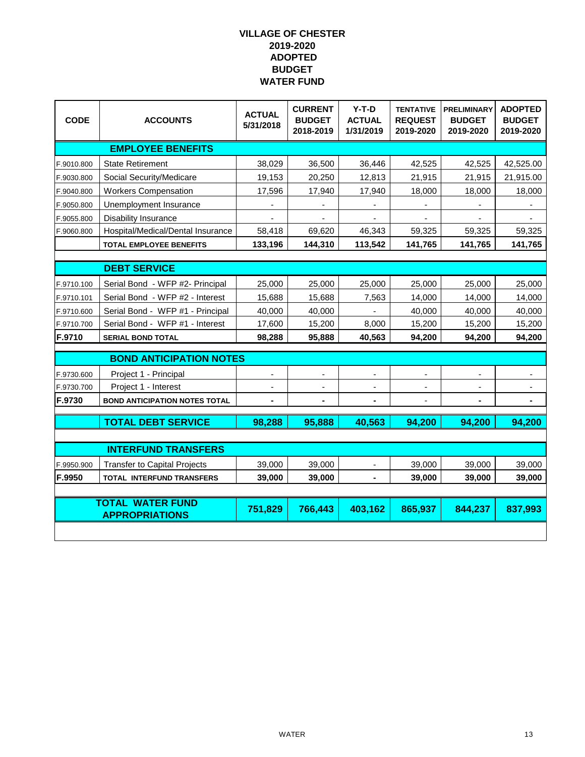# VILLAGE OF CHESTER
## 2019-2020
## ADOPTED
## BUDGET
## WATER FUND

| CODE | ACCOUNTS | ACTUAL 5/31/2018 | CURRENT BUDGET 2018-2019 | Y-T-D ACTUAL 1/31/2019 | TENTATIVE REQUEST 2019-2020 | PRELIMINARY BUDGET 2019-2020 | ADOPTED BUDGET 2019-2020 |
|---|---|---|---|---|---|---|---|
| | **EMPLOYEE BENEFITS** | | | | | | |
| F.9010.800 | State Retirement | 38,029 | 36,500 | 36,446 | 42,525 | 42,525 | 42,525.00 |
| F.9030.800 | Social Security/Medicare | 19,153 | 20,250 | 12,813 | 21,915 | 21,915 | 21,915.00 |
| F.9040.800 | Workers Compensation | 17,596 | 17,940 | 17,940 | 18,000 | 18,000 | 18,000 |
| F.9050.800 | Unemployment Insurance | - | - | - | - | - | - |
| F.9055.800 | Disability Insurance | - | - | - | - | - | - |
| F.9060.800 | Hospital/Medical/Dental Insurance | 58,418 | 69,620 | 46,343 | 59,325 | 59,325 | 59,325 |
| | **TOTAL EMPLOYEE BENEFITS** | **133,196** | **144,310** | **113,542** | **141,765** | **141,765** | **141,765** |
| | **DEBT SERVICE** | | | | | | |
| F.9710.100 | Serial Bond - WFP #2- Principal | 25,000 | 25,000 | 25,000 | 25,000 | 25,000 | 25,000 |
| F.9710.101 | Serial Bond - WFP #2 - Interest | 15,688 | 15,688 | 7,563 | 14,000 | 14,000 | 14,000 |
| F.9710.600 | Serial Bond - WFP #1 - Principal | 40,000 | 40,000 | - | 40,000 | 40,000 | 40,000 |
| F.9710.700 | Serial Bond - WFP #1 - Interest | 17,600 | 15,200 | 8,000 | 15,200 | 15,200 | 15,200 |
| **F.9710** | **SERIAL BOND TOTAL** | **98,288** | **95,888** | **40,563** | **94,200** | **94,200** | **94,200** |
| | **BOND ANTICIPATION NOTES** | | | | | | |
| F.9730.600 | Project 1 - Principal | - | - | - | - | - | - |
| F.9730.700 | Project 1 - Interest | - | - | - | - | - | - |
| **F.9730** | **BOND ANTICIPATION NOTES TOTAL** | **-** | **-** | **-** | - | **-** | **-** |
| | **TOTAL DEBT SERVICE** | **98,288** | **95,888** | **40,563** | **94,200** | **94,200** | **94,200** |
| | **INTERFUND TRANSFERS** | | | | | | |
| F.9950.900 | Transfer to Capital Projects | 39,000 | 39,000 | - | 39,000 | 39,000 | 39,000 |
| **F.9950** | **TOTAL INTERFUND TRANSFERS** | **39,000** | **39,000** | **-** | **39,000** | **39,000** | **39,000** |
| | **TOTAL WATER FUND APPROPRIATIONS** | **751,829** | **766,443** | **403,162** | **865,937** | **844,237** | **837,993** |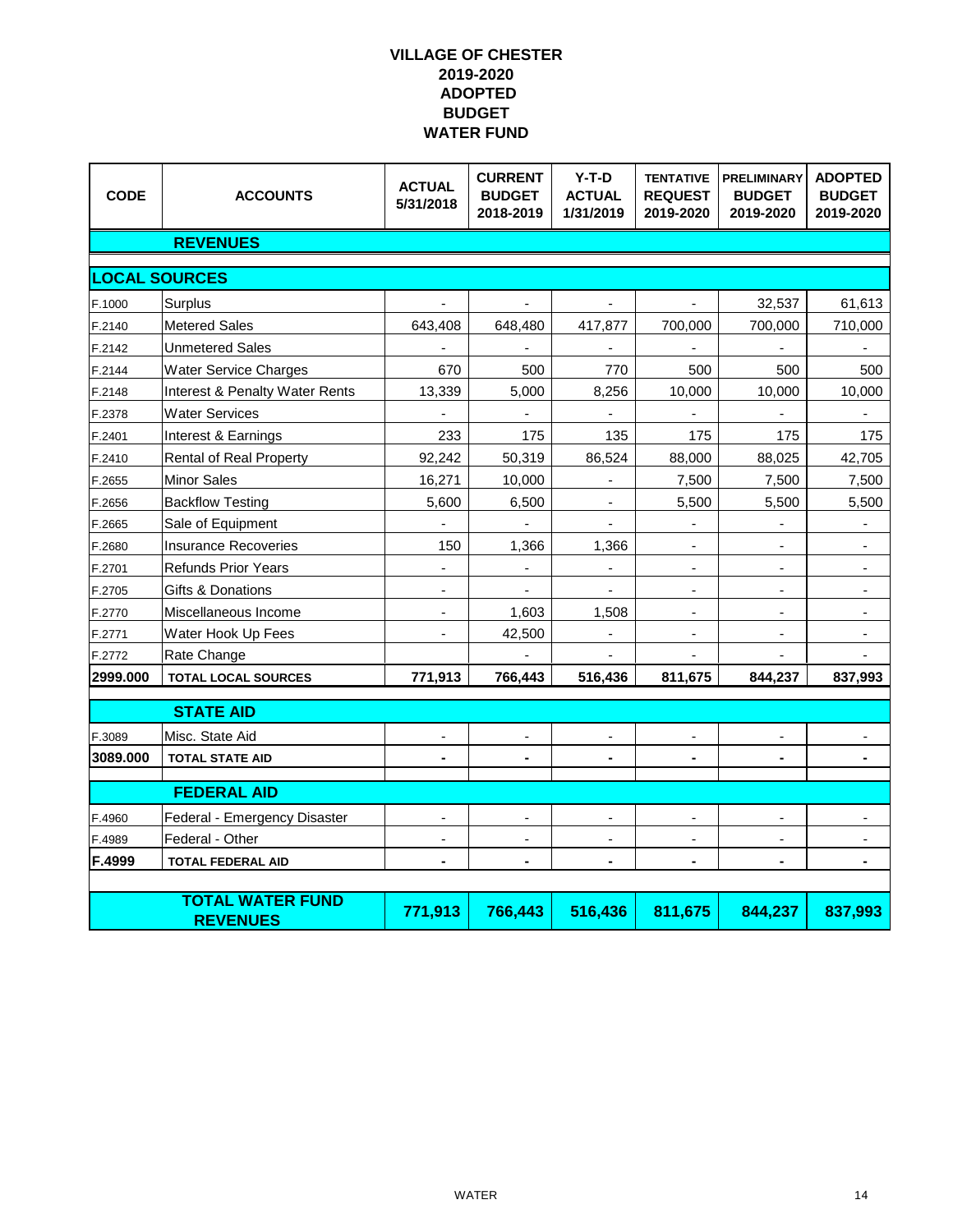# VILLAGE OF CHESTER
# 2019-2020
# ADOPTED
# BUDGET
# WATER FUND

| CODE | ACCOUNTS | ACTUAL 5/31/2018 | CURRENT BUDGET 2018-2019 | Y-T-D ACTUAL 1/31/2019 | TENTATIVE REQUEST 2019-2020 | PRELIMINARY BUDGET 2019-2020 | ADOPTED BUDGET 2019-2020 |
|---|---|---|---|---|---|---|---|
| | **REVENUES** | | | | | | |
| **LOCAL SOURCES** | | | | | | | |
| F.1000 | Surplus | - | - | - | - | 32,537 | 61,613 |
| F.2140 | Metered Sales | 643,408 | 648,480 | 417,877 | 700,000 | 700,000 | 710,000 |
| F.2142 | Unmetered Sales | - | - | - | - | - | - |
| F.2144 | Water Service Charges | 670 | 500 | 770 | 500 | 500 | 500 |
| F.2148 | Interest & Penalty Water Rents | 13,339 | 5,000 | 8,256 | 10,000 | 10,000 | 10,000 |
| F.2378 | Water Services | - | - | - | - | - | - |
| F.2401 | Interest & Earnings | 233 | 175 | 135 | 175 | 175 | 175 |
| F.2410 | Rental of Real Property | 92,242 | 50,319 | 86,524 | 88,000 | 88,025 | 42,705 |
| F.2655 | Minor Sales | 16,271 | 10,000 | - | 7,500 | 7,500 | 7,500 |
| F.2656 | Backflow Testing | 5,600 | 6,500 | - | 5,500 | 5,500 | 5,500 |
| F.2665 | Sale of Equipment | - | - | - | - | - | - |
| F.2680 | Insurance Recoveries | 150 | 1,366 | 1,366 | - | - | - |
| F.2701 | Refunds Prior Years | - | - | - | - | - | - |
| F.2705 | Gifts & Donations | - | - | - | - | - | - |
| F.2770 | Miscellaneous Income | - | 1,603 | 1,508 | - | - | - |
| F.2771 | Water Hook Up Fees | - | 42,500 | - | - | - | - |
| F.2772 | Rate Change | | - | - | - | - | - |
| **2999.000** | **TOTAL LOCAL SOURCES** | **771,913** | **766,443** | **516,436** | **811,675** | **844,237** | **837,993** |
| | **STATE AID** | | | | | | |
| F.3089 | Misc. State Aid | - | - | - | - | - | - |
| **3089.000** | **TOTAL STATE AID** | **-** | **-** | **-** | **-** | **-** | **-** |
| | **FEDERAL AID** | | | | | | |
| F.4960 | Federal - Emergency Disaster | - | - | - | - | - | - |
| F.4989 | Federal - Other | - | - | - | - | - | - |
| **F.4999** | **TOTAL FEDERAL AID** | **-** | **-** | **-** | **-** | **-** | **-** |
| | **TOTAL WATER FUND REVENUES** | **771,913** | **766,443** | **516,436** | **811,675** | **844,237** | **837,993** |

WATER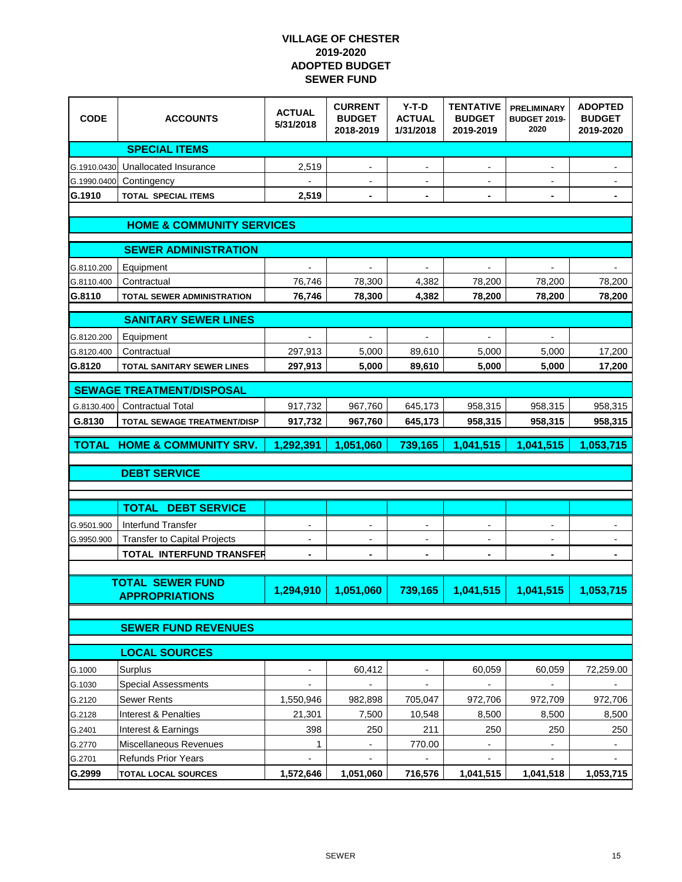# VILLAGE OF CHESTER
## 2019-2020
## ADOPTED BUDGET
## SEWER FUND

| CODE | ACCOUNTS | ACTUAL 5/31/2018 | CURRENT BUDGET 2018-2019 | Y-T-D ACTUAL 1/31/2018 | TENTATIVE BUDGET 2019-2019 | PRELIMINARY BUDGET 2019-2020 | ADOPTED BUDGET 2019-2020 |
|---|---|---|---|---|---|---|---|
| | **SPECIAL ITEMS** | | | | | | |
| G.1910.0430 | Unallocated Insurance | 2,519 | - | - | - | - | - |
| G.1990.0400 | Contingency | - | - | - | - | - | - |
| **G.1910** | **TOTAL SPECIAL ITEMS** | **2,519** | **-** | **-** | **-** | **-** | **-** |
| | **HOME & COMMUNITY SERVICES** | | | | | | |
| | **SEWER ADMINISTRATION** | | | | | | |
| G.8110.200 | Equipment | - | - | - | - | - | - |
| G.8110.400 | Contractual | 76,746 | 78,300 | 4,382 | 78,200 | 78,200 | 78,200 |
| **G.8110** | **TOTAL SEWER ADMINISTRATION** | **76,746** | **78,300** | **4,382** | **78,200** | **78,200** | **78,200** |
| | **SANITARY SEWER LINES** | | | | | | |
| G.8120.200 | Equipment | - | - | - | - | - | |
| G.8120.400 | Contractual | 297,913 | 5,000 | 89,610 | 5,000 | 5,000 | 17,200 |
| **G.8120** | **TOTAL SANITARY SEWER LINES** | **297,913** | **5,000** | **89,610** | **5,000** | **5,000** | **17,200** |
| | **SEWAGE TREATMENT/DISPOSAL** | | | | | | |
| G.8130.400 | Contractual Total | 917,732 | 967,760 | 645,173 | 958,315 | 958,315 | 958,315 |
| **G.8130** | **TOTAL SEWAGE TREATMENT/DISP** | **917,732** | **967,760** | **645,173** | **958,315** | **958,315** | **958,315** |
| **TOTAL** | **HOME & COMMUNITY SRV.** | **1,292,391** | **1,051,060** | **739,165** | **1,041,515** | **1,041,515** | **1,053,715** |
| | **DEBT SERVICE** | | | | | | |
| | **TOTAL DEBT SERVICE** | | | | | | |
| G.9501.900 | Interfund Transfer | - | - | - | - | - | - |
| G.9950.900 | Transfer to Capital Projects | - | - | - | - | - | - |
| | **TOTAL INTERFUND TRANSFER** | **-** | **-** | **-** | **-** | **-** | **-** |
| | **TOTAL SEWER FUND APPROPRIATIONS** | **1,294,910** | **1,051,060** | **739,165** | **1,041,515** | **1,041,515** | **1,053,715** |
| | **SEWER FUND REVENUES** | | | | | | |
| | **LOCAL SOURCES** | | | | | | |
| G.1000 | Surplus | - | 60,412 | - | 60,059 | 60,059 | 72,259.00 |
| G.1030 | Special Assessments | - | - | - | - | - | - |
| G.2120 | Sewer Rents | 1,550,946 | 982,898 | 705,047 | 972,706 | 972,709 | 972,706 |
| G.2128 | Interest & Penalties | 21,301 | 7,500 | 10,548 | 8,500 | 8,500 | 8,500 |
| G.2401 | Interest & Earnings | 398 | 250 | 211 | 250 | 250 | 250 |
| G.2770 | Miscellaneous Revenues | 1 | - | 770.00 | - | - | - |
| G.2701 | Refunds Prior Years | - | - | - | - | - | - |
| **G.2999** | **TOTAL LOCAL SOURCES** | **1,572,646** | **1,051,060** | **716,576** | **1,041,515** | **1,041,518** | **1,053,715** |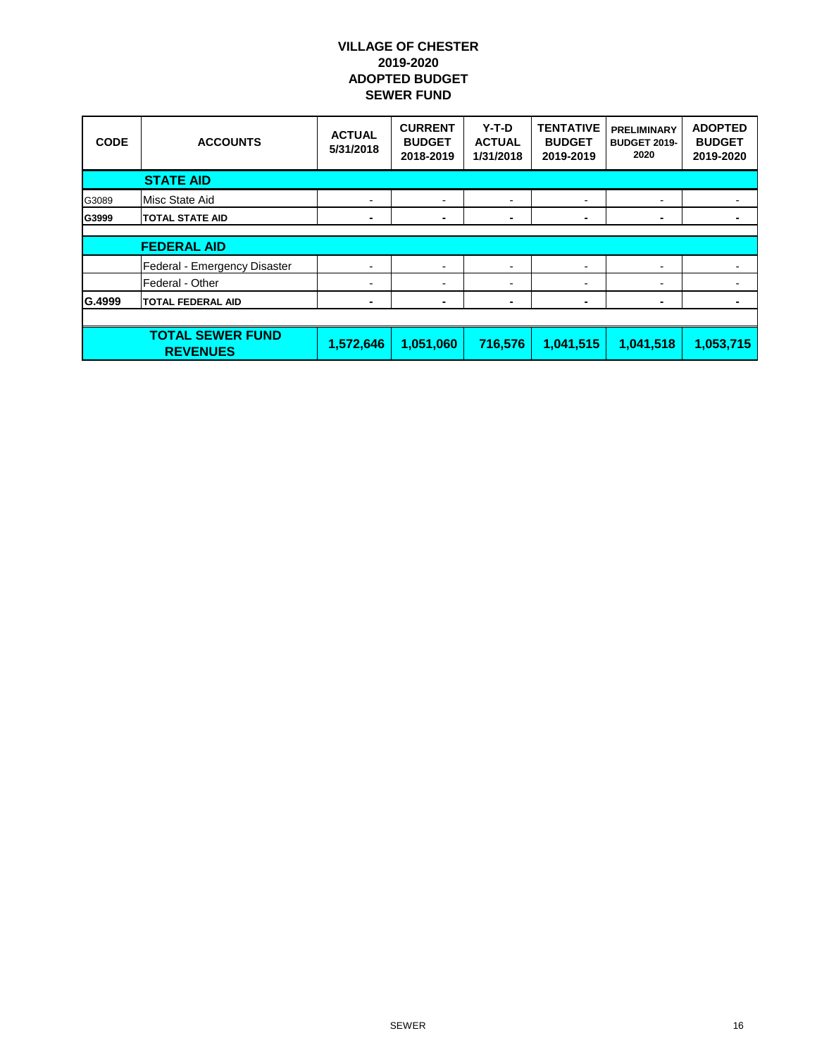# VILLAGE OF CHESTER
## 2019-2020
## ADOPTED BUDGET
## SEWER FUND

| CODE | ACCOUNTS | ACTUAL 5/31/2018 | CURRENT BUDGET 2018-2019 | Y-T-D ACTUAL 1/31/2018 | TENTATIVE BUDGET 2019-2019 | PRELIMINARY BUDGET 2019-2020 | ADOPTED BUDGET 2019-2020 |
|---|---|---|---|---|---|---|---|
| | **STATE AID** | | | | | | |
| G3089 | Misc State Aid | - | - | - | - | - | - |
| **G3999** | **TOTAL STATE AID** | **-** | **-** | **-** | **-** | **-** | **-** |
| | | | | | | | |
| | **FEDERAL AID** | | | | | | |
| | Federal - Emergency Disaster | - | - | - | - | - | - |
| | Federal - Other | - | - | - | - | - | - |
| **G.4999** | **TOTAL FEDERAL AID** | **-** | **-** | **-** | **-** | **-** | **-** |
| | | | | | | | |
| | **TOTAL SEWER FUND REVENUES** | **1,572,646** | **1,051,060** | **716,576** | **1,041,515** | **1,041,518** | **1,053,715** |

SEWER